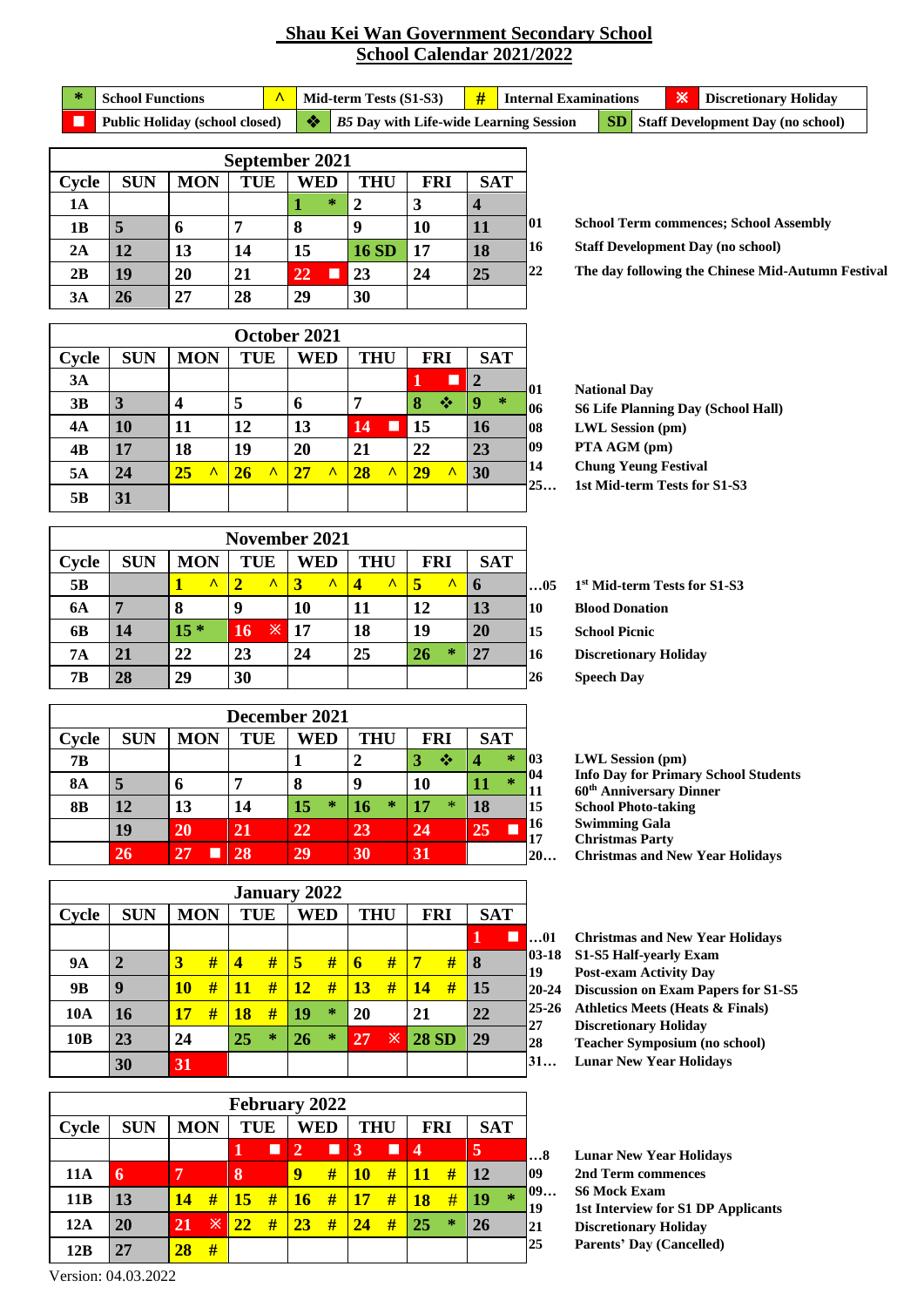# Shau Kei Wan Government Secondary School
# School Calendar 2021/2022

| Symbol | Meaning | Symbol | Meaning | Symbol | Meaning | Symbol | Meaning |
|---|---|---|---|---|---|---|---|
| * | School Functions | ^ | Mid-term Tests (S1-S3) | # | Internal Examinations | ※ | Discretionary Holiday |
| ■ | Public Holiday (school closed) | ❖ | B5 Day with Life-wide Learning Session | SD | Staff Development Day (no school) | | |

## September 2021

| Cycle | SUN | MON | TUE | WED | THU | FRI | SAT |
|---|---|---|---|---|---|---|---|
| 1A | | | | 1 * | 2 | 3 | 4 |
| 1B | 5 | 6 | 7 | 8 | 9 | 10 | 11 |
| 2A | 12 | 13 | 14 | 15 | 16 SD | 17 | 18 |
| 2B | 19 | 20 | 21 | 22 ■ | 23 | 24 | 25 |
| 3A | 26 | 27 | 28 | 29 | 30 | | |

- 01 School Term commences; School Assembly
- 16 Staff Development Day (no school)
- 22 The day following the Chinese Mid-Autumn Festival

## October 2021

| Cycle | SUN | MON | TUE | WED | THU | FRI | SAT |
|---|---|---|---|---|---|---|---|
| 3A | | | | | | 1 ■ | 2 |
| 3B | 3 | 4 | 5 | 6 | 7 | 8 ❖ | 9 * |
| 4A | 10 | 11 | 12 | 13 | 14 ■ | 15 | 16 |
| 4B | 17 | 18 | 19 | 20 | 21 | 22 | 23 |
| 5A | 24 | 25 ^ | 26 ^ | 27 ^ | 28 ^ | 29 ^ | 30 |
| 5B | 31 | | | | | | |

- 01 National Day
- 06 S6 Life Planning Day (School Hall)
- 08 LWL Session (pm)
- 09 PTA AGM (pm)
- 14 Chung Yeung Festival
- 25… 1st Mid-term Tests for S1-S3

## November 2021

| Cycle | SUN | MON | TUE | WED | THU | FRI | SAT |
|---|---|---|---|---|---|---|---|
| 5B | | 1 ^ | 2 ^ | 3 ^ | 4 ^ | 5 ^ | 6 |
| 6A | 7 | 8 | 9 | 10 | 11 | 12 | 13 |
| 6B | 14 | 15 * | 16 ※ | 17 | 18 | 19 | 20 |
| 7A | 21 | 22 | 23 | 24 | 25 | 26 * | 27 |
| 7B | 28 | 29 | 30 | | | | |

- …05 1st Mid-term Tests for S1-S3
- 10 Blood Donation
- 15 School Picnic
- 16 Discretionary Holiday
- 26 Speech Day

## December 2021

| Cycle | SUN | MON | TUE | WED | THU | FRI | SAT |
|---|---|---|---|---|---|---|---|
| 7B | | | | 1 | 2 | 3 ❖ | 4 * |
| 8A | 5 | 6 | 7 | 8 | 9 | 10 | 11 * |
| 8B | 12 | 13 | 14 | 15 * | 16 * | 17 * | 18 |
| | 19 | 20 | 21 | 22 | 23 | 24 | 25 ■ |
| | 26 | 27 ■ | 28 | 29 | 30 | 31 | |

- 03 LWL Session (pm)
- 04 Info Day for Primary School Students
- 11 60th Anniversary Dinner
- 15 School Photo-taking
- 16 Swimming Gala
- 17 Christmas Party
- 20… Christmas and New Year Holidays

## January 2022

| Cycle | SUN | MON | TUE | WED | THU | FRI | SAT |
|---|---|---|---|---|---|---|---|
| | | | | | | | 1 ■ |
| 9A | 2 | 3 # | 4 # | 5 # | 6 # | 7 # | 8 |
| 9B | 9 | 10 # | 11 # | 12 # | 13 # | 14 # | 15 |
| 10A | 16 | 17 # | 18 # | 19 * | 20 | 21 | 22 |
| 10B | 23 | 24 | 25 * | 26 * | 27 ※ | 28 SD | 29 |
| | 30 | 31 | | | | | |

- …01 Christmas and New Year Holidays
- 03-18 S1-S5 Half-yearly Exam
- 19 Post-exam Activity Day
- 20-24 Discussion on Exam Papers for S1-S5
- 25-26 Athletics Meets (Heats & Finals)
- 27 Discretionary Holiday
- 28 Teacher Symposium (no school)
- 31… Lunar New Year Holidays

## February 2022

| Cycle | SUN | MON | TUE | WED | THU | FRI | SAT |
|---|---|---|---|---|---|---|---|
| | | | 1 ■ | 2 ■ | 3 ■ | 4 | 5 |
| 11A | 6 | 7 | 8 | 9 # | 10 # | 11 # | 12 |
| 11B | 13 | 14 # | 15 # | 16 # | 17 # | 18 # | 19 * |
| 12A | 20 | 21 ※ | 22 # | 23 # | 24 # | 25 * | 26 |
| 12B | 27 | 28 # | | | | | |

- …8 Lunar New Year Holidays
- 09 2nd Term commences
- 09… S6 Mock Exam
- 19 1st Interview for S1 DP Applicants
- 21 Discretionary Holiday
- 25 Parents' Day (Cancelled)

Version: 04.03.2022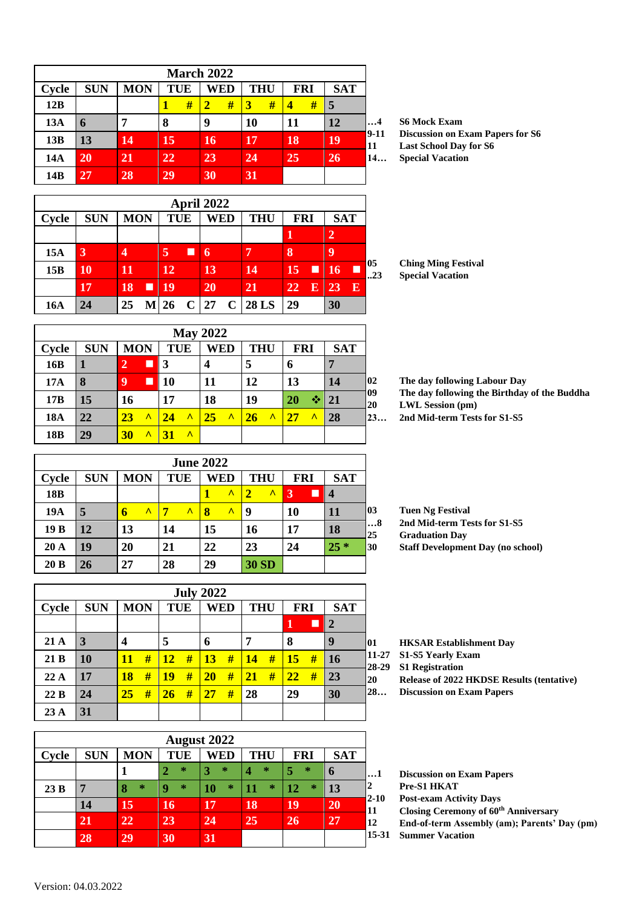| March 2022 | | | | | | | |
|---|---|---|---|---|---|---|---|
| Cycle | SUN | MON | TUE | WED | THU | FRI | SAT |
| 12B | | | 1 # | 2 # | 3 # | 4 # | 5 |
| 13A | 6 | 7 | 8 | 9 | 10 | 11 | 12 |
| 13B | 13 | 14 | 15 | 16 | 17 | 18 | 19 |
| 14A | 20 | 21 | 22 | 23 | 24 | 25 | 26 |
| 14B | 27 | 28 | 29 | 30 | 31 | | |

…4 S6 Mock Exam
9-11 Discussion on Exam Papers for S6
11 Last School Day for S6
14… Special Vacation

| April 2022 | | | | | | | |
|---|---|---|---|---|---|---|---|
| Cycle | SUN | MON | TUE | WED | THU | FRI | SAT |
| | | | | | | 1 | 2 |
| 15A | 3 | 4 | 5 ■ | 6 | 7 | 8 | 9 |
| 15B | 10 | 11 | 12 | 13 | 14 | 15 ■ | 16 ■ |
| | 17 | 18 ■ | 19 | 20 | 21 | 22 E | 23 E |
| 16A | 24 | 25 M | 26 C | 27 C | 28 LS | 29 | 30 |

05 Ching Ming Festival
..23 Special Vacation

| May 2022 | | | | | | | |
|---|---|---|---|---|---|---|---|
| Cycle | SUN | MON | TUE | WED | THU | FRI | SAT |
| 16B | 1 | 2 ■ | 3 | 4 | 5 | 6 | 7 |
| 17A | 8 | 9 ■ | 10 | 11 | 12 | 13 | 14 |
| 17B | 15 | 16 | 17 | 18 | 19 | 20 ❖ | 21 |
| 18A | 22 | 23 ^ | 24 ^ | 25 ^ | 26 ^ | 27 ^ | 28 |
| 18B | 29 | 30 ^ | 31 ^ | | | | |

02 The day following Labour Day
09 The day following the Birthday of the Buddha
20 LWL Session (pm)
23… 2nd Mid-term Tests for S1-S5

| June 2022 | | | | | | | |
|---|---|---|---|---|---|---|---|
| Cycle | SUN | MON | TUE | WED | THU | FRI | SAT |
| 18B | | | | 1 ^ | 2 ^ | 3 ■ | 4 |
| 19A | 5 | 6 ^ | 7 ^ | 8 ^ | 9 | 10 | 11 |
| 19 B | 12 | 13 | 14 | 15 | 16 | 17 | 18 |
| 20 A | 19 | 20 | 21 | 22 | 23 | 24 | 25 * |
| 20 B | 26 | 27 | 28 | 29 | 30 SD | | |

03 Tuen Ng Festival
…8 2nd Mid-term Tests for S1-S5
25 Graduation Day
30 Staff Development Day (no school)

| July 2022 | | | | | | | |
|---|---|---|---|---|---|---|---|
| Cycle | SUN | MON | TUE | WED | THU | FRI | SAT |
| | | | | | | 1 ■ | 2 |
| 21 A | 3 | 4 | 5 | 6 | 7 | 8 | 9 |
| 21 B | 10 | 11 # | 12 # | 13 # | 14 # | 15 # | 16 |
| 22 A | 17 | 18 # | 19 # | 20 # | 21 # | 22 # | 23 |
| 22 B | 24 | 25 # | 26 # | 27 # | 28 | 29 | 30 |
| 23 A | 31 | | | | | | |

01 HKSAR Establishment Day
11-27 S1-S5 Yearly Exam
28-29 S1 Registration
20 Release of 2022 HKDSE Results (tentative)
28… Discussion on Exam Papers

| August 2022 | | | | | | | |
|---|---|---|---|---|---|---|---|
| Cycle | SUN | MON | TUE | WED | THU | FRI | SAT |
| | | 1 | 2 * | 3 * | 4 * | 5 * | 6 |
| 23 B | 7 | 8 * | 9 * | 10 * | 11 * | 12 * | 13 |
| | 14 | 15 | 16 | 17 | 18 | 19 | 20 |
| | 21 | 22 | 23 | 24 | 25 | 26 | 27 |
| | 28 | 29 | 30 | 31 | | | |

…1 Discussion on Exam Papers
2 Pre-S1 HKAT
2-10 Post-exam Activity Days
11 Closing Ceremony of 60th Anniversary
12 End-of-term Assembly (am); Parents' Day (pm)
15-31 Summer Vacation

Version: 04.03.2022